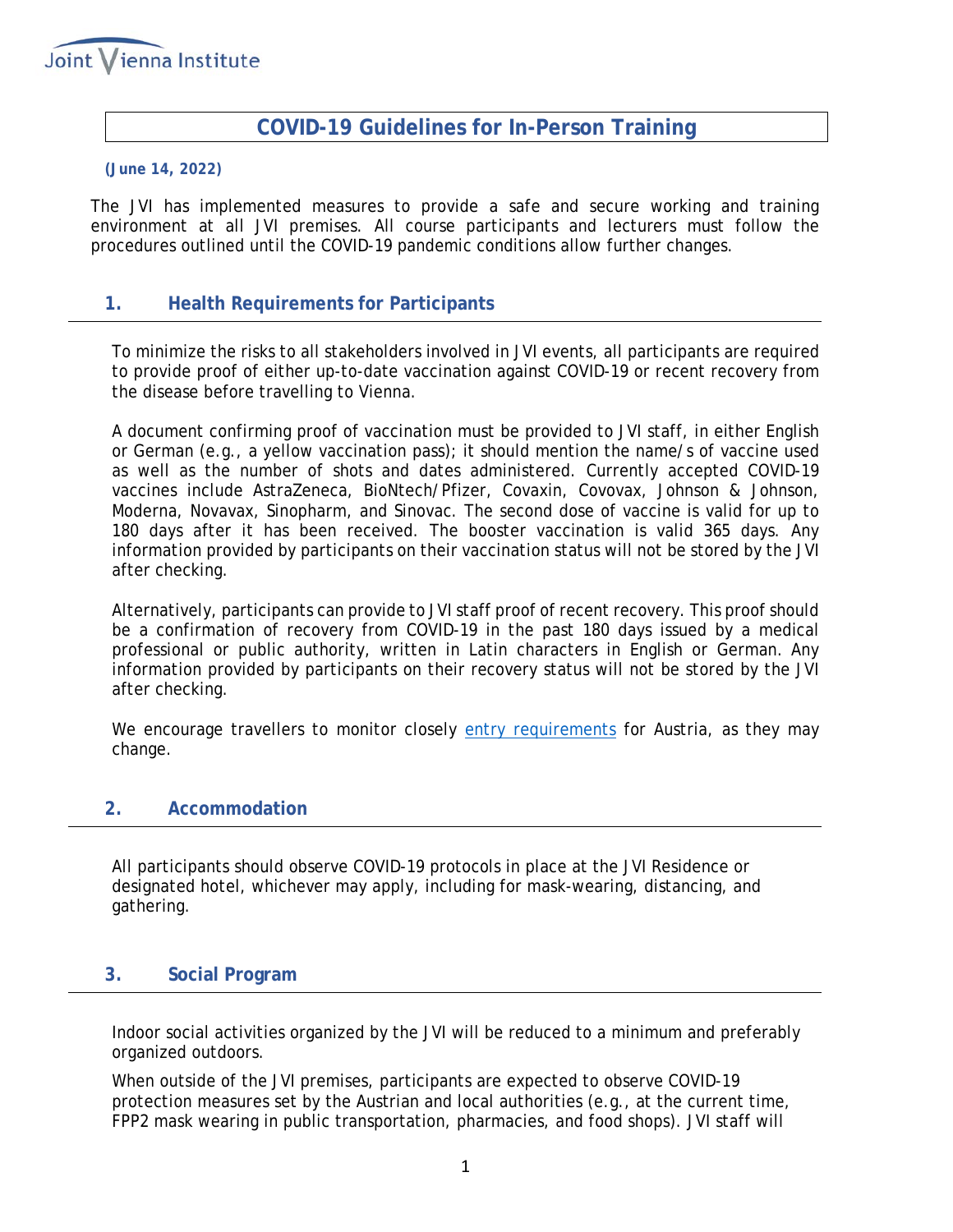# COVID-19 Guidelines for In-Person Training

**(June 14, 2022)**

The JVI has implemented measures to provide a safe and secure working and training environment at all JVI premises. All course participants and lecturers must follow the procedures outlined until the COVID-19 pandemic conditions allow further changes.

## 1. Health Requirements for Participants

To minimize the risks to all stakeholders involved in JVI events, all participants are required to provide proof of either up-to-date vaccination against COVID-19 or recent recovery from the disease before travelling to Vienna.

A document confirming proof of vaccination must be provided to JVI staff, in either English or German (e.g., a yellow vaccination pass); it should mention the name/s of vaccine used as well as the number of shots and dates administered. Currently accepted COVID-19 vaccines include AstraZeneca, BioNtech/Pfizer, Covaxin, Covovax, Johnson & Johnson, Moderna, Novavax, Sinopharm, and Sinovac. The second dose of vaccine is valid for up to 180 days after it has been received. The booster vaccination is valid 365 days. Any information provided by participants on their vaccination status will not be stored by the JVI after checking.

Alternatively, participants can provide to JVI staff proof of recent recovery. This proof should be a confirmation of recovery from COVID-19 in the past 180 days issued by a medical professional or public authority, written in Latin characters in English or German. Any information provided by participants on their recovery status will not be stored by the JVI after checking.

We encourage travellers to monitor closely entry requirements for Austria, as they may change.

## 2. Accommodation

All participants should observe COVID-19 protocols in place at the JVI Residence or designated hotel, whichever may apply, including for mask-wearing, distancing, and gathering.

## 3. Social Program

Indoor social activities organized by the JVI will be reduced to a minimum and preferably organized outdoors.

When outside of the JVI premises, participants are expected to observe COVID-19 protection measures set by the Austrian and local authorities (e.g., at the current time, FPP2 mask wearing in public transportation, pharmacies, and food shops). JVI staff will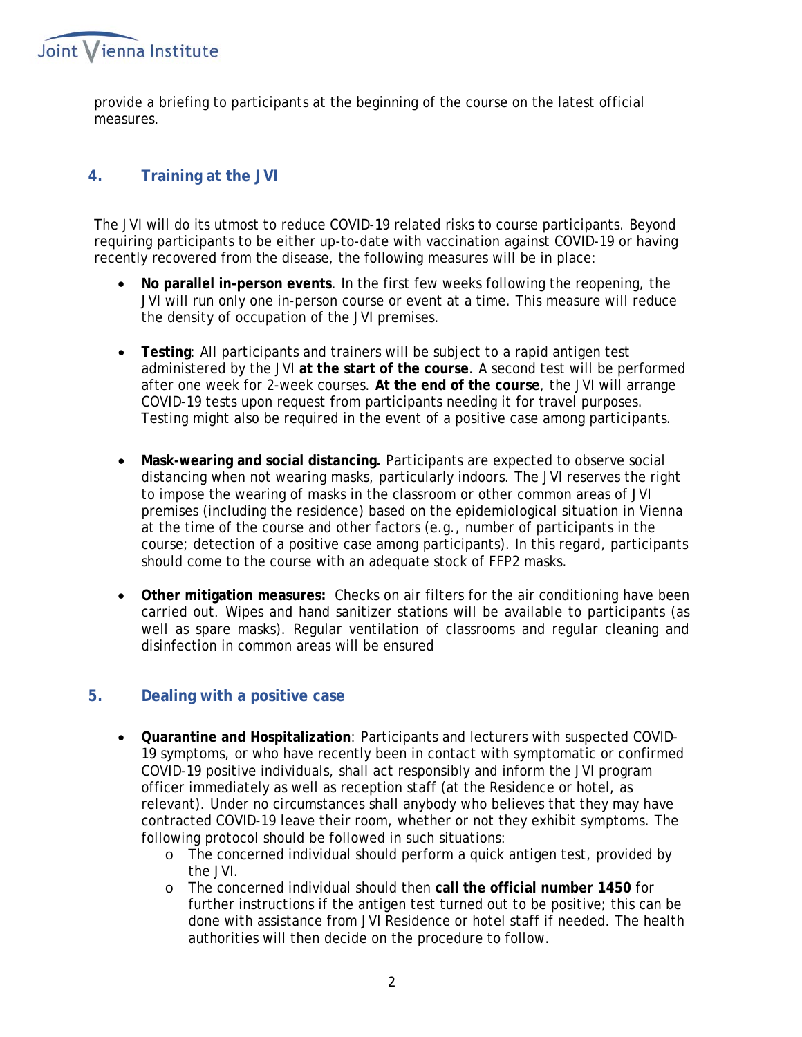provide a briefing to participants at the beginning of the course on the latest official measures.

## 4. Training at the JVI

The JVI will do its utmost to reduce COVID-19 related risks to course participants. Beyond requiring participants to be either up-to-date with vaccination against COVID-19 or having recently recovered from the disease, the following measures will be in place:

- **No parallel in-person events**. In the first few weeks following the reopening, the JVI will run only one in-person course or event at a time. This measure will reduce the density of occupation of the JVI premises.

- **Testing**: All participants and trainers will be subject to a rapid antigen test administered by the JVI **at the start of the course**. A second test will be performed after one week for 2-week courses. **At the end of the course**, the JVI will arrange COVID-19 tests upon request from participants needing it for travel purposes. Testing might also be required in the event of a positive case among participants.

- **Mask-wearing and social distancing.** Participants are expected to observe social distancing when not wearing masks, particularly indoors. The JVI reserves the right to impose the wearing of masks in the classroom or other common areas of JVI premises (including the residence) based on the epidemiological situation in Vienna at the time of the course and other factors (e.g., number of participants in the course; detection of a positive case among participants). In this regard, participants should come to the course with an adequate stock of FFP2 masks.

- **Other mitigation measures:** Checks on air filters for the air conditioning have been carried out. Wipes and hand sanitizer stations will be available to participants (as well as spare masks). Regular ventilation of classrooms and regular cleaning and disinfection in common areas will be ensured

## 5. Dealing with a positive case

- **Quarantine and Hospitalization**: Participants and lecturers with suspected COVID-19 symptoms, or who have recently been in contact with symptomatic or confirmed COVID-19 positive individuals, shall act responsibly and inform the JVI program officer immediately as well as reception staff (at the Residence or hotel, as relevant). Under no circumstances shall anybody who believes that they may have contracted COVID-19 leave their room, whether or not they exhibit symptoms. The following protocol should be followed in such situations:
    - The concerned individual should perform a quick antigen test, provided by the JVI.
    - The concerned individual should then **call the official number 1450** for further instructions if the antigen test turned out to be positive; this can be done with assistance from JVI Residence or hotel staff if needed. The health authorities will then decide on the procedure to follow.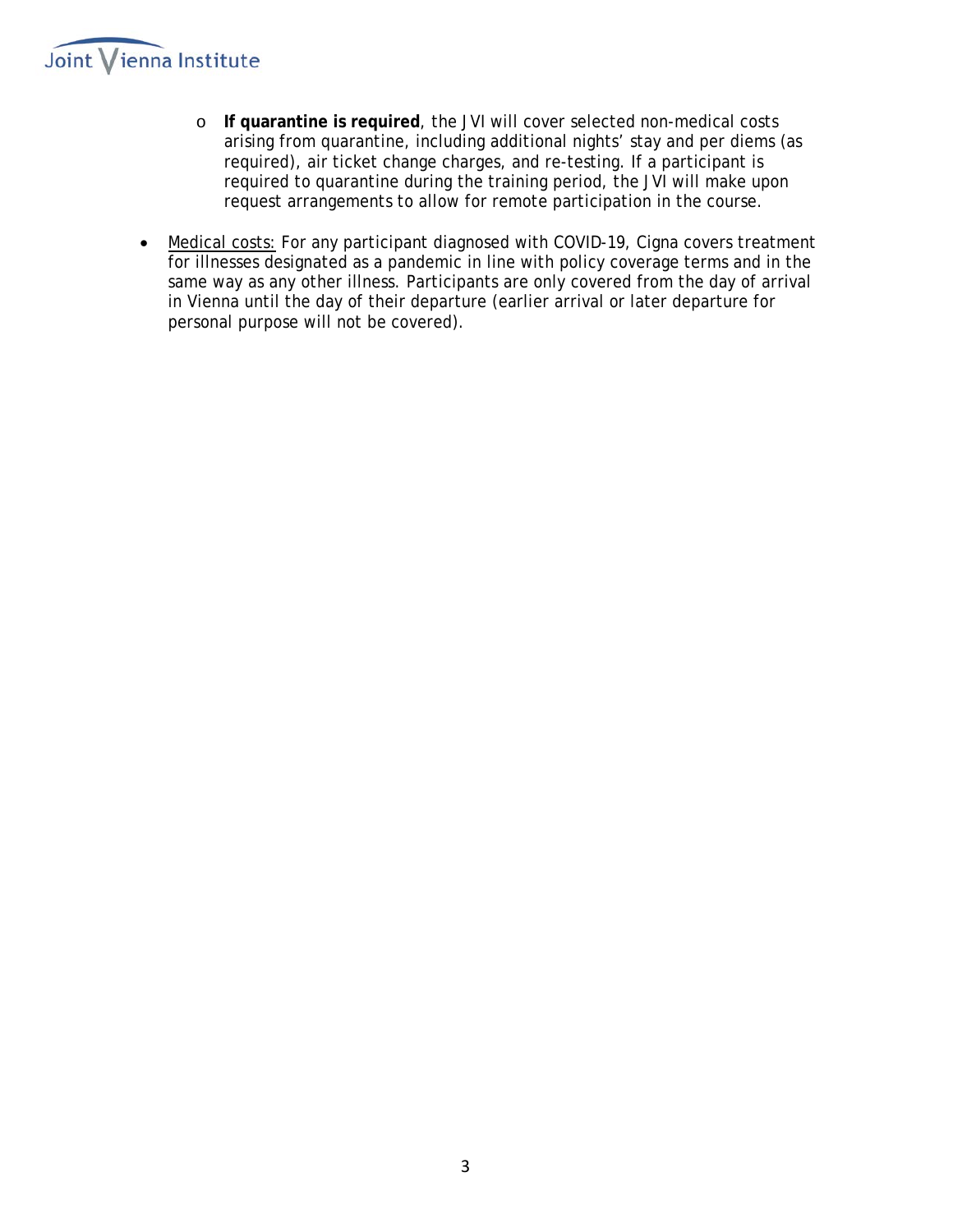- **If quarantine is required**, the JVI will cover selected non-medical costs arising from quarantine, including additional nights' stay and per diems (as required), air ticket change charges, and re-testing. If a participant is required to quarantine during the training period, the JVI will make upon request arrangements to allow for remote participation in the course.

- Medical costs: For any participant diagnosed with COVID-19, Cigna covers treatment for illnesses designated as a pandemic in line with policy coverage terms and in the same way as any other illness. Participants are only covered from the day of arrival in Vienna until the day of their departure (earlier arrival or later departure for personal purpose will not be covered).